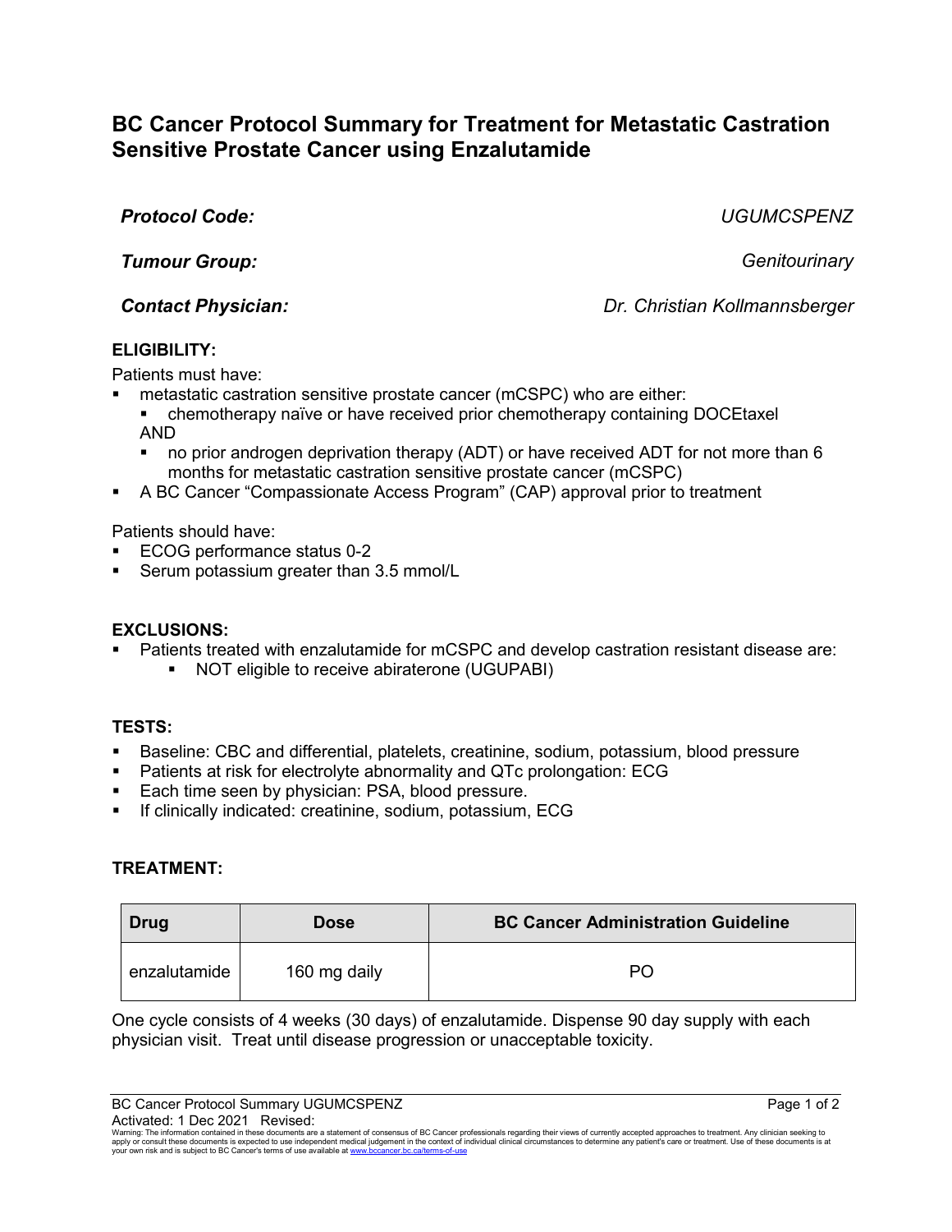# BC Cancer Protocol Summary for Treatment for Metastatic Castration Sensitive Prostate Cancer using Enzalutamide

***Protocol Code:*** *UGUMCSPENZ*

***Tumour Group:*** *Genitourinary*

***Contact Physician:*** *Dr. Christian Kollmannsberger*

## ELIGIBILITY:

Patients must have:

- metastatic castration sensitive prostate cancer (mCSPC) who are either:
  - chemotherapy naïve or have received prior chemotherapy containing DOCEtaxel

  AND
  - no prior androgen deprivation therapy (ADT) or have received ADT for not more than 6 months for metastatic castration sensitive prostate cancer (mCSPC)
- A BC Cancer "Compassionate Access Program" (CAP) approval prior to treatment

Patients should have:

- ECOG performance status 0-2
- Serum potassium greater than 3.5 mmol/L

## EXCLUSIONS:

- Patients treated with enzalutamide for mCSPC and develop castration resistant disease are:
  - NOT eligible to receive abiraterone (UGUPABI)

## TESTS:

- Baseline: CBC and differential, platelets, creatinine, sodium, potassium, blood pressure
- Patients at risk for electrolyte abnormality and QTc prolongation: ECG
- Each time seen by physician: PSA, blood pressure.
- If clinically indicated: creatinine, sodium, potassium, ECG

## TREATMENT:

| Drug | Dose | BC Cancer Administration Guideline |
|---|---|---|
| enzalutamide | 160 mg daily | PO |

One cycle consists of 4 weeks (30 days) of enzalutamide. Dispense 90 day supply with each physician visit. Treat until disease progression or unacceptable toxicity.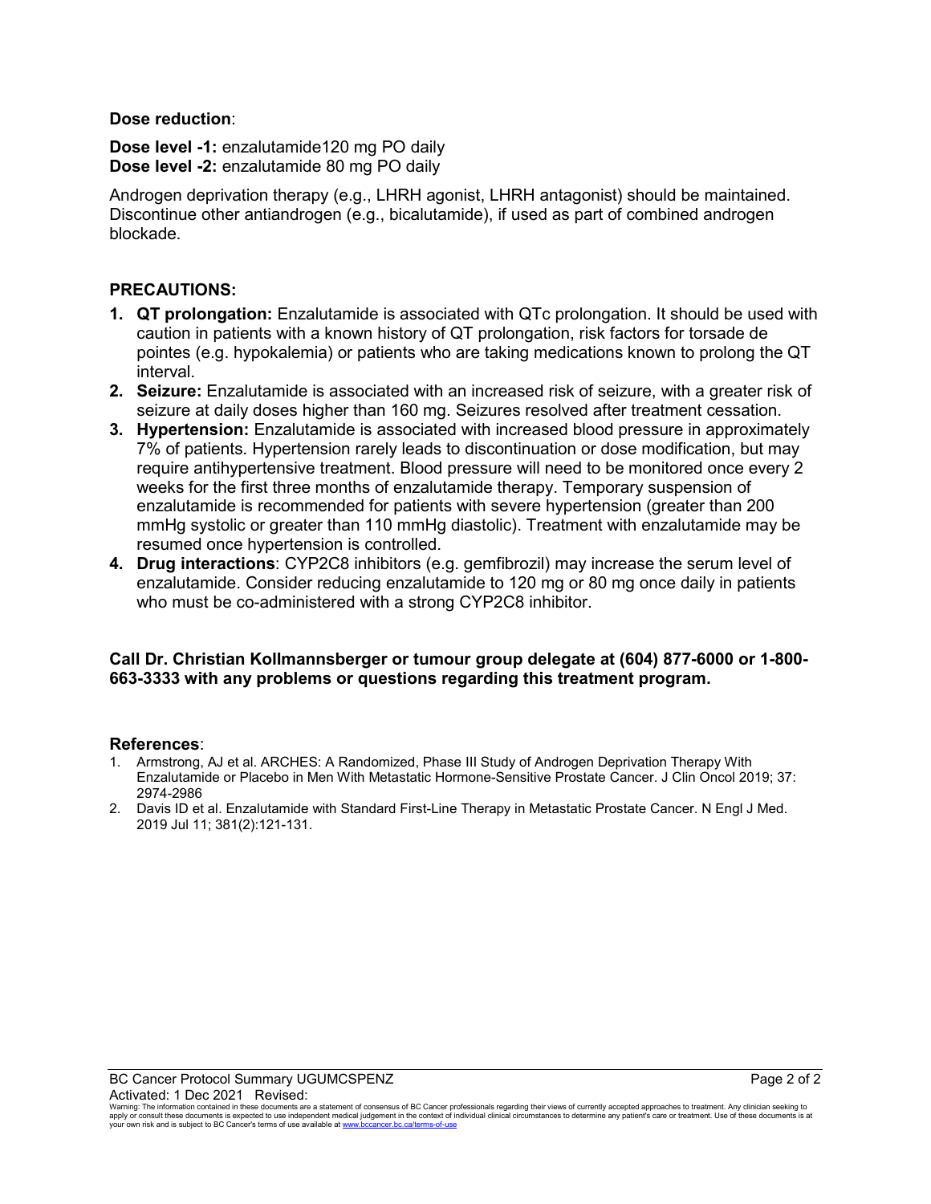**Dose reduction**:

**Dose level -1:** enzalutamide120 mg PO daily
**Dose level -2:** enzalutamide 80 mg PO daily

Androgen deprivation therapy (e.g., LHRH agonist, LHRH antagonist) should be maintained. Discontinue other antiandrogen (e.g., bicalutamide), if used as part of combined androgen blockade.

## PRECAUTIONS:

1. **QT prolongation:** Enzalutamide is associated with QTc prolongation. It should be used with caution in patients with a known history of QT prolongation, risk factors for torsade de pointes (e.g. hypokalemia) or patients who are taking medications known to prolong the QT interval.
2. **Seizure:** Enzalutamide is associated with an increased risk of seizure, with a greater risk of seizure at daily doses higher than 160 mg. Seizures resolved after treatment cessation.
3. **Hypertension:** Enzalutamide is associated with increased blood pressure in approximately 7% of patients. Hypertension rarely leads to discontinuation or dose modification, but may require antihypertensive treatment. Blood pressure will need to be monitored once every 2 weeks for the first three months of enzalutamide therapy. Temporary suspension of enzalutamide is recommended for patients with severe hypertension (greater than 200 mmHg systolic or greater than 110 mmHg diastolic). Treatment with enzalutamide may be resumed once hypertension is controlled.
4. **Drug interactions**: CYP2C8 inhibitors (e.g. gemfibrozil) may increase the serum level of enzalutamide. Consider reducing enzalutamide to 120 mg or 80 mg once daily in patients who must be co-administered with a strong CYP2C8 inhibitor.

**Call Dr. Christian Kollmannsberger or tumour group delegate at (604) 877-6000 or 1-800-663-3333 with any problems or questions regarding this treatment program.**

## References:

1. Armstrong, AJ et al. ARCHES: A Randomized, Phase III Study of Androgen Deprivation Therapy With Enzalutamide or Placebo in Men With Metastatic Hormone-Sensitive Prostate Cancer. J Clin Oncol 2019; 37: 2974-2986
2. Davis ID et al. Enzalutamide with Standard First-Line Therapy in Metastatic Prostate Cancer. N Engl J Med. 2019 Jul 11; 381(2):121-131.